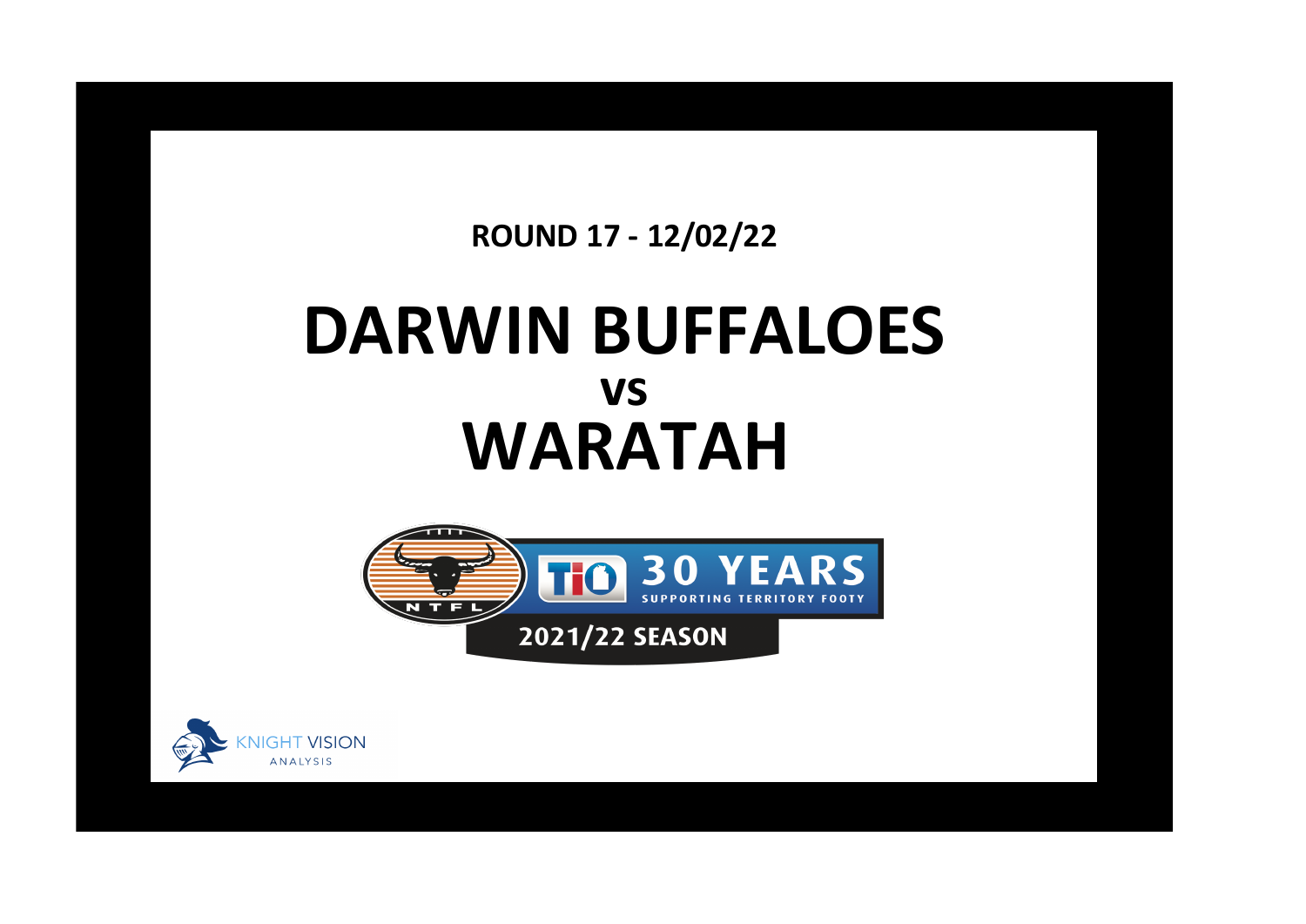ROUND 17 - 12/02/22

# DARWIN BUFFALOES

vs

# WARATAH

NTFL

TIO 30 YEARS SUPPORTING TERRITORY FOOTY

2021/22 SEASON

KNIGHT VISION ANALYSIS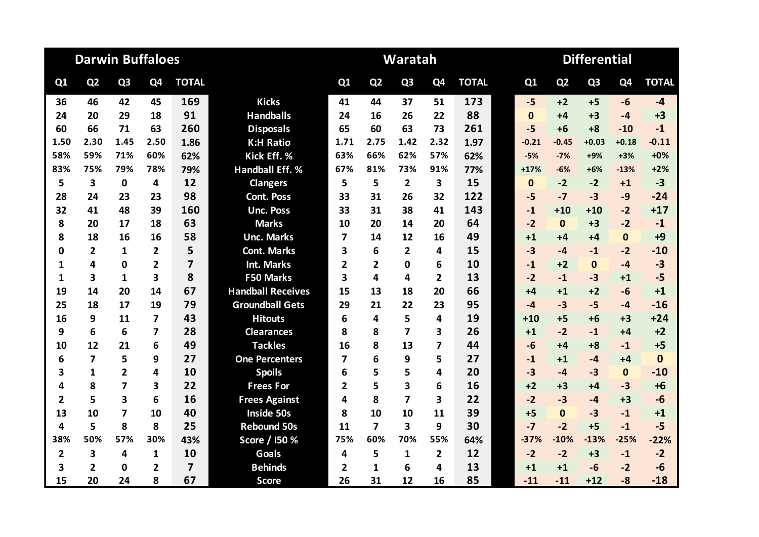| Darwin Buffaloes | | | | | | Waratah | | | | | | Differential | | | | |
|---|---|---|---|---|---|---|---|---|---|---|---|---|---|---|---|---|
| Q1 | Q2 | Q3 | Q4 | TOTAL | | Q1 | Q2 | Q3 | Q4 | TOTAL | | Q1 | Q2 | Q3 | Q4 | TOTAL |
| 36 | 46 | 42 | 45 | 169 | Kicks | 41 | 44 | 37 | 51 | 173 | | -5 | +2 | +5 | -6 | -4 |
| 24 | 20 | 29 | 18 | 91 | Handballs | 24 | 16 | 26 | 22 | 88 | | 0 | +4 | +3 | -4 | +3 |
| 60 | 66 | 71 | 63 | 260 | Disposals | 65 | 60 | 63 | 73 | 261 | | -5 | +6 | +8 | -10 | -1 |
| 1.50 | 2.30 | 1.45 | 2.50 | 1.86 | K:H Ratio | 1.71 | 2.75 | 1.42 | 2.32 | 1.97 | | -0.21 | -0.45 | +0.03 | +0.18 | -0.11 |
| 58% | 59% | 71% | 60% | 62% | Kick Eff. % | 63% | 66% | 62% | 57% | 62% | | -5% | -7% | +9% | +3% | +0% |
| 83% | 75% | 79% | 78% | 79% | Handball Eff. % | 67% | 81% | 73% | 91% | 77% | | +17% | -6% | +6% | -13% | +2% |
| 5 | 3 | 0 | 4 | 12 | Clangers | 5 | 5 | 2 | 3 | 15 | | 0 | -2 | -2 | +1 | -3 |
| 28 | 24 | 23 | 23 | 98 | Cont. Poss | 33 | 31 | 26 | 32 | 122 | | -5 | -7 | -3 | -9 | -24 |
| 32 | 41 | 48 | 39 | 160 | Unc. Poss | 33 | 31 | 38 | 41 | 143 | | -1 | +10 | +10 | -2 | +17 |
| 8 | 20 | 17 | 18 | 63 | Marks | 10 | 20 | 14 | 20 | 64 | | -2 | 0 | +3 | -2 | -1 |
| 8 | 18 | 16 | 16 | 58 | Unc. Marks | 7 | 14 | 12 | 16 | 49 | | +1 | +4 | +4 | 0 | +9 |
| 0 | 2 | 1 | 2 | 5 | Cont. Marks | 3 | 6 | 2 | 4 | 15 | | -3 | -4 | -1 | -2 | -10 |
| 1 | 4 | 0 | 2 | 7 | Int. Marks | 2 | 2 | 0 | 6 | 10 | | -1 | +2 | 0 | -4 | -3 |
| 1 | 3 | 1 | 3 | 8 | F50 Marks | 3 | 4 | 4 | 2 | 13 | | -2 | -1 | -3 | +1 | -5 |
| 19 | 14 | 20 | 14 | 67 | Handball Receives | 15 | 13 | 18 | 20 | 66 | | +4 | +1 | +2 | -6 | +1 |
| 25 | 18 | 17 | 19 | 79 | Groundball Gets | 29 | 21 | 22 | 23 | 95 | | -4 | -3 | -5 | -4 | -16 |
| 16 | 9 | 11 | 7 | 43 | Hitouts | 6 | 4 | 5 | 4 | 19 | | +10 | +5 | +6 | +3 | +24 |
| 9 | 6 | 6 | 7 | 28 | Clearances | 8 | 8 | 7 | 3 | 26 | | +1 | -2 | -1 | +4 | +2 |
| 10 | 12 | 21 | 6 | 49 | Tackles | 16 | 8 | 13 | 7 | 44 | | -6 | +4 | +8 | -1 | +5 |
| 6 | 7 | 5 | 9 | 27 | One Percenters | 7 | 6 | 9 | 5 | 27 | | -1 | +1 | -4 | +4 | 0 |
| 3 | 1 | 2 | 4 | 10 | Spoils | 6 | 5 | 5 | 4 | 20 | | -3 | -4 | -3 | 0 | -10 |
| 4 | 8 | 7 | 3 | 22 | Frees For | 2 | 5 | 3 | 6 | 16 | | +2 | +3 | +4 | -3 | +6 |
| 2 | 5 | 3 | 6 | 16 | Frees Against | 4 | 8 | 7 | 3 | 22 | | -2 | -3 | -4 | +3 | -6 |
| 13 | 10 | 7 | 10 | 40 | Inside 50s | 8 | 10 | 10 | 11 | 39 | | +5 | 0 | -3 | -1 | +1 |
| 4 | 5 | 8 | 8 | 25 | Rebound 50s | 11 | 7 | 3 | 9 | 30 | | -7 | -2 | +5 | -1 | -5 |
| 38% | 50% | 57% | 30% | 43% | Score / I50 % | 75% | 60% | 70% | 55% | 64% | | -37% | -10% | -13% | -25% | -22% |
| 2 | 3 | 4 | 1 | 10 | Goals | 4 | 5 | 1 | 2 | 12 | | -2 | -2 | +3 | -1 | -2 |
| 3 | 2 | 0 | 2 | 7 | Behinds | 2 | 1 | 6 | 4 | 13 | | +1 | +1 | -6 | -2 | -6 |
| 15 | 20 | 24 | 8 | 67 | Score | 26 | 31 | 12 | 16 | 85 | | -11 | -11 | +12 | -8 | -18 |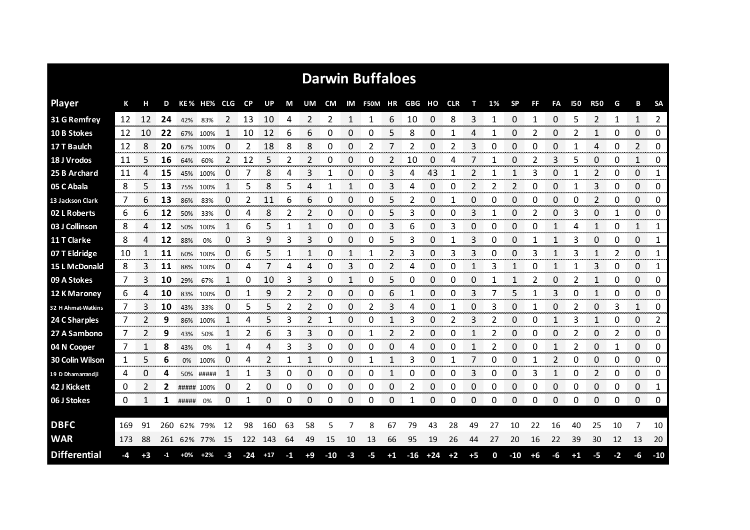# Darwin Buffaloes

| Player | K | H | D | KE % | HE% | CLG | CP | UP | M | UM | CM | IM | F50M | HR | GBG | HO | CLR | T | 1% | SP | FF | FA | I50 | R50 | G | B | SA |
|---|---|---|---|---|---|---|---|---|---|---|---|---|---|---|---|---|---|---|---|---|---|---|---|---|---|---|---|
| 31 G Remfrey | 12 | 12 | **24** | 42% | 83% | 2 | 13 | 10 | 4 | 2 | 2 | 1 | 1 | 6 | 10 | 0 | 8 | 3 | 1 | 0 | 1 | 0 | 5 | 2 | 1 | 1 | 2 |
| 10 B Stokes | 12 | 10 | **22** | 67% | 100% | 1 | 10 | 12 | 6 | 6 | 0 | 0 | 0 | 5 | 8 | 0 | 1 | 4 | 1 | 0 | 2 | 0 | 2 | 1 | 0 | 0 | 0 |
| 17 T Baulch | 12 | 8 | **20** | 67% | 100% | 0 | 2 | 18 | 8 | 8 | 0 | 0 | 2 | 7 | 2 | 0 | 2 | 3 | 0 | 0 | 0 | 0 | 1 | 4 | 0 | 2 | 0 |
| 18 J Vrodos | 11 | 5 | **16** | 64% | 60% | 2 | 12 | 5 | 2 | 2 | 0 | 0 | 0 | 2 | 10 | 0 | 4 | 7 | 1 | 0 | 2 | 3 | 5 | 0 | 0 | 1 | 0 |
| 25 B Archard | 11 | 4 | **15** | 45% | 100% | 0 | 7 | 8 | 4 | 3 | 1 | 0 | 0 | 3 | 4 | 43 | 1 | 2 | 1 | 1 | 3 | 0 | 1 | 2 | 0 | 0 | 1 |
| 05 C Abala | 8 | 5 | **13** | 75% | 100% | 1 | 5 | 8 | 5 | 4 | 1 | 1 | 0 | 3 | 4 | 0 | 0 | 2 | 2 | 2 | 0 | 0 | 1 | 3 | 0 | 0 | 0 |
| 13 Jackson Clark | 7 | 6 | **13** | 86% | 83% | 0 | 2 | 11 | 6 | 6 | 0 | 0 | 0 | 5 | 2 | 0 | 1 | 0 | 0 | 0 | 0 | 0 | 0 | 2 | 0 | 0 | 0 |
| 02 L Roberts | 6 | 6 | **12** | 50% | 33% | 0 | 4 | 8 | 2 | 2 | 0 | 0 | 0 | 5 | 3 | 0 | 0 | 3 | 1 | 0 | 2 | 0 | 3 | 0 | 1 | 0 | 0 |
| 03 J Collinson | 8 | 4 | **12** | 50% | 100% | 1 | 6 | 5 | 1 | 1 | 0 | 0 | 0 | 3 | 6 | 0 | 3 | 0 | 0 | 0 | 0 | 1 | 4 | 1 | 0 | 1 | 1 |
| 11 T Clarke | 8 | 4 | **12** | 88% | 0% | 0 | 3 | 9 | 3 | 3 | 0 | 0 | 0 | 5 | 3 | 0 | 1 | 3 | 0 | 0 | 1 | 1 | 3 | 0 | 0 | 0 | 1 |
| 07 T Eldridge | 10 | 1 | **11** | 60% | 100% | 0 | 6 | 5 | 1 | 1 | 0 | 1 | 1 | 2 | 3 | 0 | 3 | 3 | 0 | 0 | 3 | 1 | 3 | 1 | 2 | 0 | 1 |
| 15 L McDonald | 8 | 3 | **11** | 88% | 100% | 0 | 4 | 7 | 4 | 4 | 0 | 3 | 0 | 2 | 4 | 0 | 0 | 1 | 3 | 1 | 0 | 1 | 1 | 3 | 0 | 0 | 1 |
| 09 A Stokes | 7 | 3 | **10** | 29% | 67% | 1 | 0 | 10 | 3 | 3 | 0 | 1 | 0 | 5 | 0 | 0 | 0 | 0 | 1 | 1 | 2 | 0 | 2 | 1 | 0 | 0 | 0 |
| 12 K Maroney | 6 | 4 | **10** | 83% | 100% | 0 | 1 | 9 | 2 | 2 | 0 | 0 | 0 | 6 | 1 | 0 | 0 | 3 | 7 | 5 | 1 | 3 | 0 | 1 | 0 | 0 | 0 |
| 32 H Ahmat-Watkins | 7 | 3 | **10** | 43% | 33% | 0 | 5 | 5 | 2 | 2 | 0 | 0 | 2 | 3 | 4 | 0 | 1 | 0 | 3 | 0 | 1 | 0 | 2 | 0 | 3 | 1 | 0 |
| 24 C Sharples | 7 | 2 | **9** | 86% | 100% | 1 | 4 | 5 | 3 | 2 | 1 | 0 | 0 | 1 | 3 | 0 | 2 | 3 | 2 | 0 | 0 | 1 | 3 | 1 | 0 | 0 | 2 |
| 27 A Sambono | 7 | 2 | **9** | 43% | 50% | 1 | 2 | 6 | 3 | 3 | 0 | 0 | 1 | 2 | 2 | 0 | 0 | 1 | 2 | 0 | 0 | 0 | 2 | 0 | 2 | 0 | 0 |
| 04 N Cooper | 7 | 1 | **8** | 43% | 0% | 1 | 4 | 4 | 3 | 3 | 0 | 0 | 0 | 0 | 4 | 0 | 0 | 1 | 2 | 0 | 0 | 1 | 2 | 0 | 1 | 0 | 0 |
| 30 Colin Wilson | 1 | 5 | **6** | 0% | 100% | 0 | 4 | 2 | 1 | 1 | 0 | 0 | 1 | 1 | 3 | 0 | 1 | 7 | 0 | 0 | 1 | 2 | 0 | 0 | 0 | 0 | 0 |
| 19 D Dhamarrandji | 4 | 0 | **4** | 50% | ##### | 1 | 1 | 3 | 0 | 0 | 0 | 0 | 0 | 1 | 0 | 0 | 0 | 3 | 0 | 0 | 3 | 1 | 0 | 2 | 0 | 0 | 0 |
| 42 J Kickett | 0 | 2 | **2** | ##### | 100% | 0 | 2 | 0 | 0 | 0 | 0 | 0 | 0 | 0 | 2 | 0 | 0 | 0 | 0 | 0 | 0 | 0 | 0 | 0 | 0 | 0 | 1 |
| 06 J Stokes | 0 | 1 | **1** | ##### | 0% | 0 | 1 | 0 | 0 | 0 | 0 | 0 | 0 | 0 | 1 | 0 | 0 | 0 | 0 | 0 | 0 | 0 | 0 | 0 | 0 | 0 | 0 |
| **DBFC** | 169 | 91 | 260 | 62% | 79% | 12 | 98 | 160 | 63 | 58 | 5 | 7 | 8 | 67 | 79 | 43 | 28 | 49 | 27 | 10 | 22 | 16 | 40 | 25 | 10 | 7 | 10 |
| **WAR** | 173 | 88 | 261 | 62% | 77% | 15 | 122 | 143 | 64 | 49 | 15 | 10 | 13 | 66 | 95 | 19 | 26 | 44 | 27 | 20 | 16 | 22 | 39 | 30 | 12 | 13 | 20 |
| **Differential** | -4 | +3 | -1 | +0% | +2% | -3 | -24 | +17 | -1 | +9 | -10 | -3 | -5 | +1 | -16 | +24 | +2 | +5 | 0 | -10 | +6 | -6 | +1 | -5 | -2 | -6 | -10 |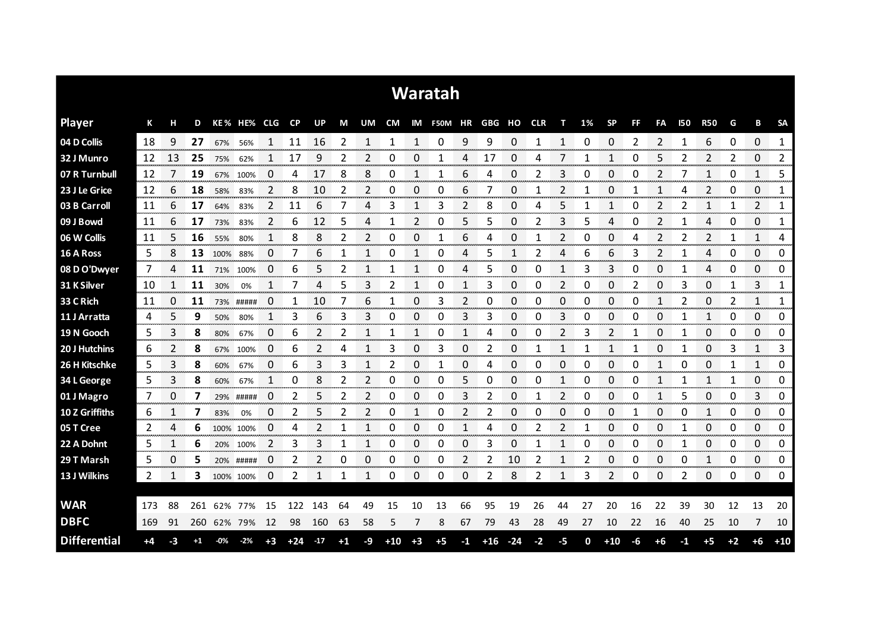# Waratah

| Player | K | H | D | KE % | HE% | CLG | CP | UP | M | UM | CM | IM | F50M | HR | GBG | HO | CLR | T | 1% | SP | FF | FA | I50 | R50 | G | B | SA |
|---|---|---|---|---|---|---|---|---|---|---|---|---|---|---|---|---|---|---|---|---|---|---|---|---|---|---|---|
| 04 D Collis | 18 | 9 | **27** | 67% | 56% | 1 | 11 | 16 | 2 | 1 | 1 | 1 | 0 | 9 | 9 | 0 | 1 | 1 | 0 | 0 | 2 | 2 | 1 | 6 | 0 | 0 | 1 |
| 32 J Munro | 12 | 13 | **25** | 75% | 62% | 1 | 17 | 9 | 2 | 2 | 0 | 0 | 1 | 4 | 17 | 0 | 4 | 7 | 1 | 1 | 0 | 5 | 2 | 2 | 2 | 0 | 2 |
| 07 R Turnbull | 12 | 7 | **19** | 67% | 100% | 0 | 4 | 17 | 8 | 8 | 0 | 1 | 1 | 6 | 4 | 0 | 2 | 3 | 0 | 0 | 0 | 2 | 7 | 1 | 0 | 1 | 5 |
| 23 J Le Grice | 12 | 6 | **18** | 58% | 83% | 2 | 8 | 10 | 2 | 2 | 0 | 0 | 0 | 6 | 7 | 0 | 1 | 2 | 1 | 0 | 1 | 1 | 4 | 2 | 0 | 0 | 1 |
| 03 B Carroll | 11 | 6 | **17** | 64% | 83% | 2 | 11 | 6 | 7 | 4 | 3 | 1 | 3 | 2 | 8 | 0 | 4 | 5 | 1 | 1 | 0 | 2 | 2 | 1 | 1 | 2 | 1 |
| 09 J Bowd | 11 | 6 | **17** | 73% | 83% | 2 | 6 | 12 | 5 | 4 | 1 | 2 | 0 | 5 | 5 | 0 | 2 | 3 | 5 | 4 | 0 | 2 | 1 | 4 | 0 | 0 | 1 |
| 06 W Collis | 11 | 5 | **16** | 55% | 80% | 1 | 8 | 8 | 2 | 2 | 0 | 0 | 1 | 6 | 4 | 0 | 1 | 2 | 0 | 0 | 4 | 2 | 2 | 2 | 1 | 1 | 4 |
| 16 A Ross | 5 | 8 | **13** | 100% | 88% | 0 | 7 | 6 | 1 | 1 | 0 | 1 | 0 | 4 | 5 | 1 | 2 | 4 | 6 | 6 | 3 | 2 | 1 | 4 | 0 | 0 | 0 |
| 08 D O'Dwyer | 7 | 4 | **11** | 71% | 100% | 0 | 6 | 5 | 2 | 1 | 1 | 1 | 0 | 4 | 5 | 0 | 0 | 1 | 3 | 3 | 0 | 0 | 1 | 4 | 0 | 0 | 0 |
| 31 K Silver | 10 | 1 | **11** | 30% | 0% | 1 | 7 | 4 | 5 | 3 | 2 | 1 | 0 | 1 | 3 | 0 | 0 | 2 | 0 | 0 | 2 | 0 | 3 | 0 | 1 | 3 | 1 |
| 33 C Rich | 11 | 0 | **11** | 73% | ##### | 0 | 1 | 10 | 7 | 6 | 1 | 0 | 3 | 2 | 0 | 0 | 0 | 0 | 0 | 0 | 0 | 1 | 2 | 0 | 2 | 1 | 1 |
| 11 J Arratta | 4 | 5 | **9** | 50% | 80% | 1 | 3 | 6 | 3 | 3 | 0 | 0 | 0 | 3 | 3 | 0 | 0 | 3 | 0 | 0 | 0 | 0 | 1 | 1 | 0 | 0 | 0 |
| 19 N Gooch | 5 | 3 | **8** | 80% | 67% | 0 | 6 | 2 | 2 | 1 | 1 | 1 | 0 | 1 | 4 | 0 | 0 | 2 | 3 | 2 | 1 | 0 | 1 | 0 | 0 | 0 | 0 |
| 20 J Hutchins | 6 | 2 | **8** | 67% | 100% | 0 | 6 | 2 | 4 | 1 | 3 | 0 | 3 | 0 | 2 | 0 | 1 | 1 | 1 | 1 | 1 | 0 | 1 | 0 | 3 | 1 | 3 |
| 26 H Kitschke | 5 | 3 | **8** | 60% | 67% | 0 | 6 | 3 | 3 | 1 | 2 | 0 | 1 | 0 | 4 | 0 | 0 | 0 | 0 | 0 | 0 | 1 | 0 | 0 | 1 | 1 | 0 |
| 34 L George | 5 | 3 | **8** | 60% | 67% | 1 | 0 | 8 | 2 | 2 | 0 | 0 | 0 | 5 | 0 | 0 | 0 | 1 | 0 | 0 | 0 | 1 | 1 | 1 | 1 | 0 | 0 |
| 01 J Magro | 7 | 0 | **7** | 29% | ##### | 0 | 2 | 5 | 2 | 2 | 0 | 0 | 0 | 3 | 2 | 0 | 1 | 2 | 0 | 0 | 0 | 1 | 5 | 0 | 0 | 3 | 0 |
| 10 Z Griffiths | 6 | 1 | **7** | 83% | 0% | 0 | 2 | 5 | 2 | 2 | 0 | 1 | 0 | 2 | 2 | 0 | 0 | 0 | 0 | 0 | 1 | 0 | 0 | 1 | 0 | 0 | 0 |
| 05 T Cree | 2 | 4 | **6** | 100% | 100% | 0 | 4 | 2 | 1 | 1 | 0 | 0 | 0 | 1 | 4 | 0 | 2 | 2 | 1 | 0 | 0 | 0 | 1 | 0 | 0 | 0 | 0 |
| 22 A Dohnt | 5 | 1 | **6** | 20% | 100% | 2 | 3 | 3 | 1 | 1 | 0 | 0 | 0 | 0 | 3 | 0 | 1 | 1 | 0 | 0 | 0 | 0 | 1 | 0 | 0 | 0 | 0 |
| 29 T Marsh | 5 | 0 | **5** | 20% | ##### | 0 | 2 | 2 | 0 | 0 | 0 | 0 | 0 | 2 | 2 | 10 | 2 | 1 | 2 | 0 | 0 | 0 | 0 | 1 | 0 | 0 | 0 |
| 13 J Wilkins | 2 | 1 | **3** | 100% | 100% | 0 | 2 | 1 | 1 | 1 | 0 | 0 | 0 | 0 | 2 | 8 | 2 | 1 | 3 | 2 | 0 | 0 | 2 | 0 | 0 | 0 | 0 |
| | | | | | | | | | | | | | | | | | | | | | | | | | | | |
| **WAR** | 173 | 88 | 261 | 62% | 77% | 15 | 122 | 143 | 64 | 49 | 15 | 10 | 13 | 66 | 95 | 19 | 26 | 44 | 27 | 20 | 16 | 22 | 39 | 30 | 12 | 13 | 20 |
| **DBFC** | 169 | 91 | 260 | 62% | 79% | 12 | 98 | 160 | 63 | 58 | 5 | 7 | 8 | 67 | 79 | 43 | 28 | 49 | 27 | 10 | 22 | 16 | 40 | 25 | 10 | 7 | 10 |
| **Differential** | +4 | -3 | +1 | -0% | -2% | +3 | +24 | -17 | +1 | -9 | +10 | +3 | +5 | -1 | +16 | -24 | -2 | -5 | 0 | +10 | -6 | +6 | -1 | +5 | +2 | +6 | +10 |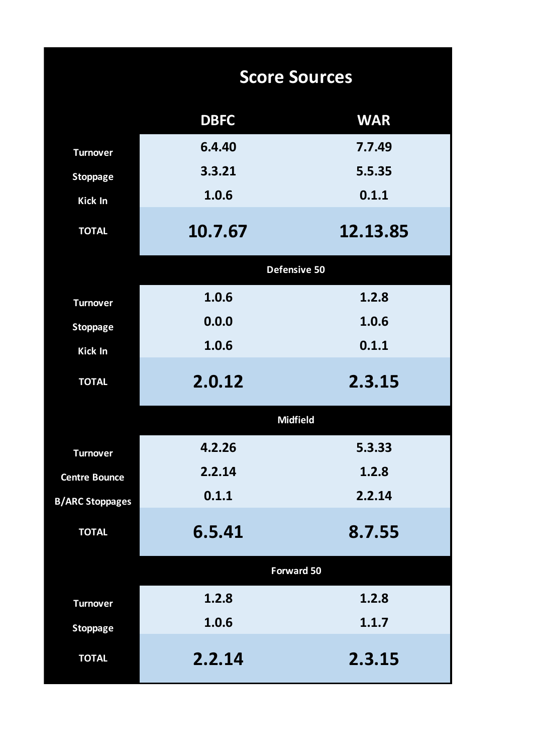## Score Sources

| | DBFC | WAR |
|---|---|---|
| Turnover | 6.4.40 | 7.7.49 |
| Stoppage | 3.3.21 | 5.5.35 |
| Kick In | 1.0.6 | 0.1.1 |
| TOTAL | **10.7.67** | **12.13.85** |
| **Defensive 50** | | |
| Turnover | 1.0.6 | 1.2.8 |
| Stoppage | 0.0.0 | 1.0.6 |
| Kick In | 1.0.6 | 0.1.1 |
| TOTAL | **2.0.12** | **2.3.15** |
| **Midfield** | | |
| Turnover | 4.2.26 | 5.3.33 |
| Centre Bounce | 2.2.14 | 1.2.8 |
| B/ARC Stoppages | 0.1.1 | 2.2.14 |
| TOTAL | **6.5.41** | **8.7.55** |
| **Forward 50** | | |
| Turnover | 1.2.8 | 1.2.8 |
| Stoppage | 1.0.6 | 1.1.7 |
| TOTAL | **2.2.14** | **2.3.15** |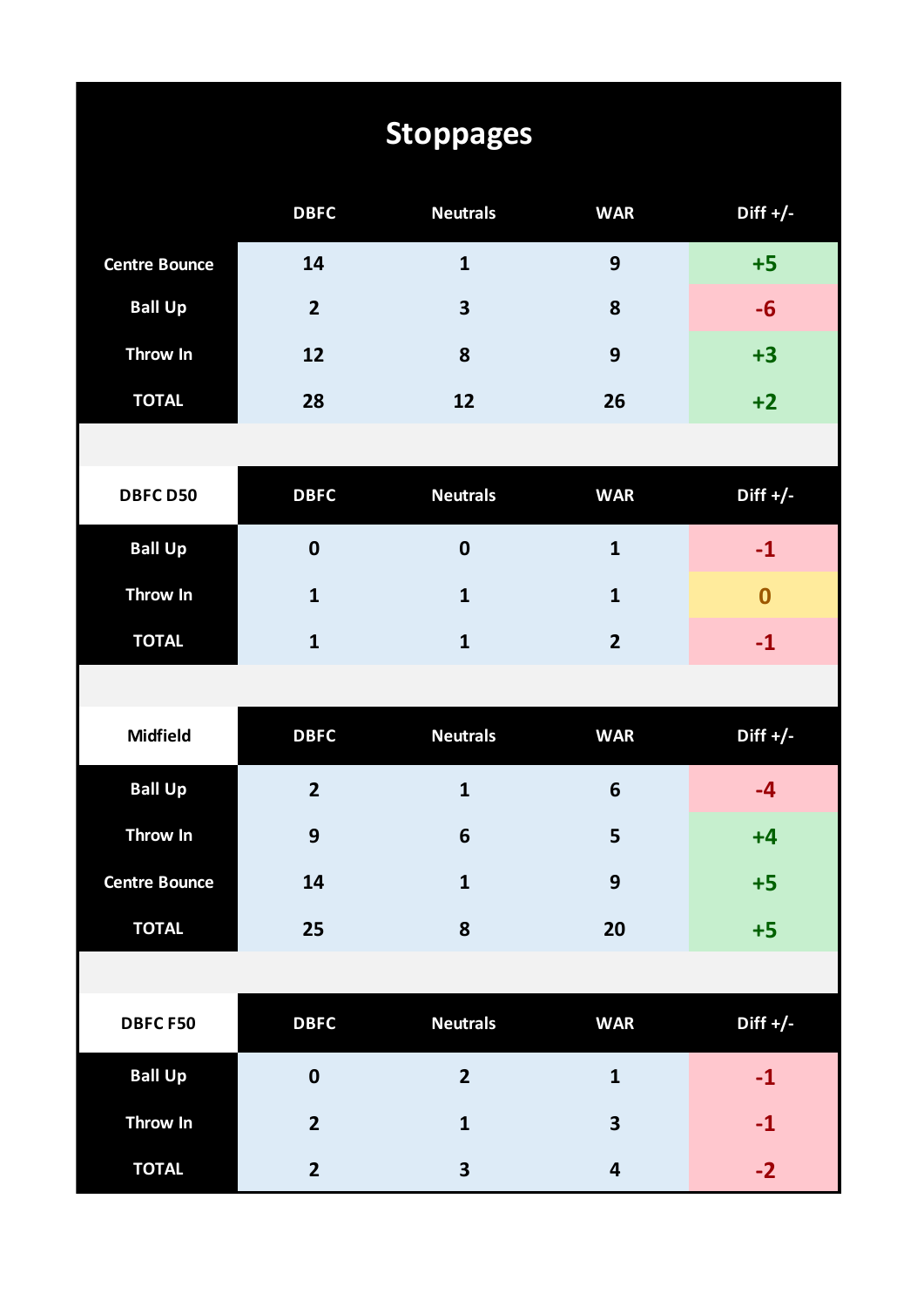# Stoppages

| | DBFC | Neutrals | WAR | Diff +/- |
|---|---|---|---|---|
| Centre Bounce | 14 | 1 | 9 | +5 |
| Ball Up | 2 | 3 | 8 | -6 |
| Throw In | 12 | 8 | 9 | +3 |
| TOTAL | 28 | 12 | 26 | +2 |

| DBFC D50 | DBFC | Neutrals | WAR | Diff +/- |
|---|---|---|---|---|
| Ball Up | 0 | 0 | 1 | -1 |
| Throw In | 1 | 1 | 1 | 0 |
| TOTAL | 1 | 1 | 2 | -1 |

| Midfield | DBFC | Neutrals | WAR | Diff +/- |
|---|---|---|---|---|
| Ball Up | 2 | 1 | 6 | -4 |
| Throw In | 9 | 6 | 5 | +4 |
| Centre Bounce | 14 | 1 | 9 | +5 |
| TOTAL | 25 | 8 | 20 | +5 |

| DBFC F50 | DBFC | Neutrals | WAR | Diff +/- |
|---|---|---|---|---|
| Ball Up | 0 | 2 | 1 | -1 |
| Throw In | 2 | 1 | 3 | -1 |
| TOTAL | 2 | 3 | 4 | -2 |